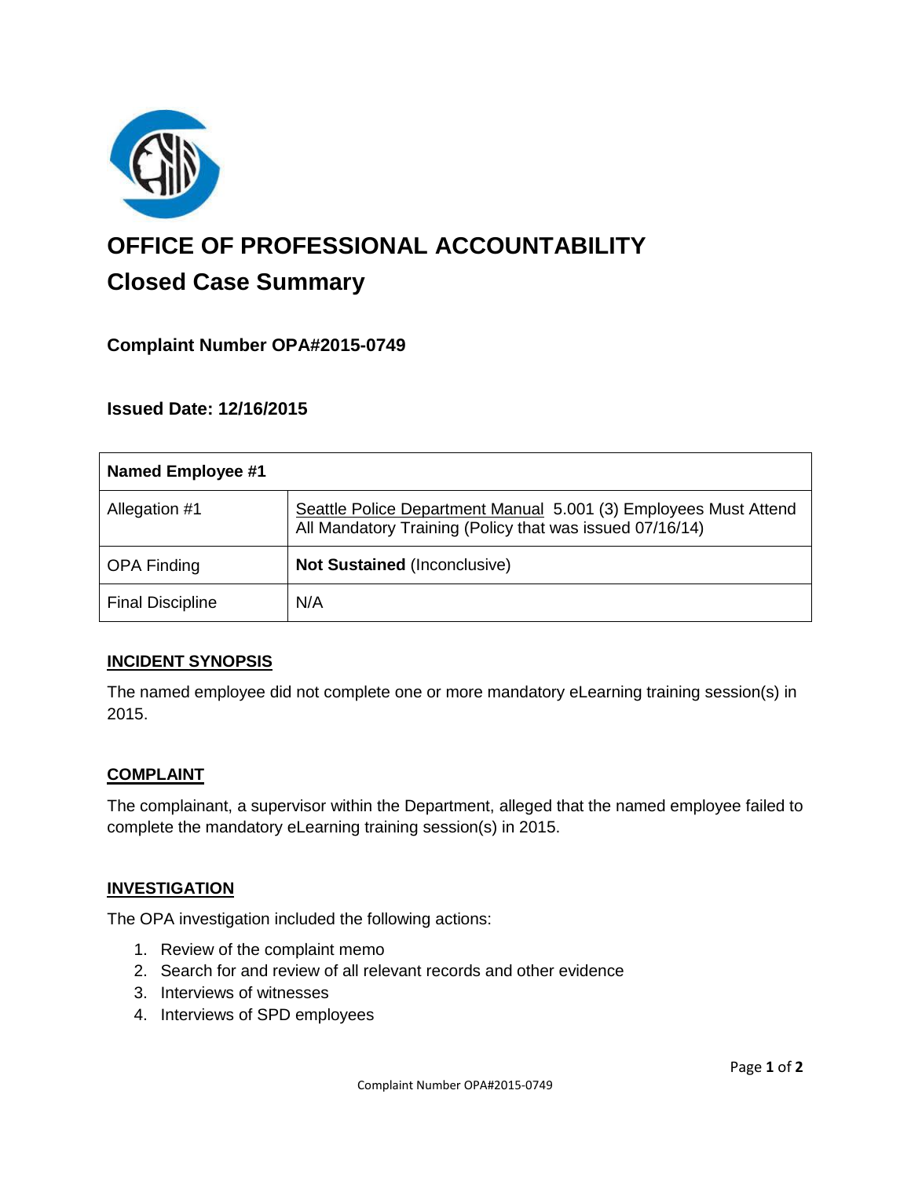# OFFICE OF PROFESSIONAL ACCOUNTABILITY

## Closed Case Summary

### Complaint Number OPA#2015-0749

### Issued Date: 12/16/2015

| Named Employee #1 | |
|---|---|
| Allegation #1 | Seattle Police Department Manual 5.001 (3) Employees Must Attend All Mandatory Training (Policy that was issued 07/16/14) |
| OPA Finding | **Not Sustained** (Inconclusive) |
| Final Discipline | N/A |

#### INCIDENT SYNOPSIS

The named employee did not complete one or more mandatory eLearning training session(s) in 2015.

#### COMPLAINT

The complainant, a supervisor within the Department, alleged that the named employee failed to complete the mandatory eLearning training session(s) in 2015.

#### INVESTIGATION

The OPA investigation included the following actions:

1. Review of the complaint memo
2. Search for and review of all relevant records and other evidence
3. Interviews of witnesses
4. Interviews of SPD employees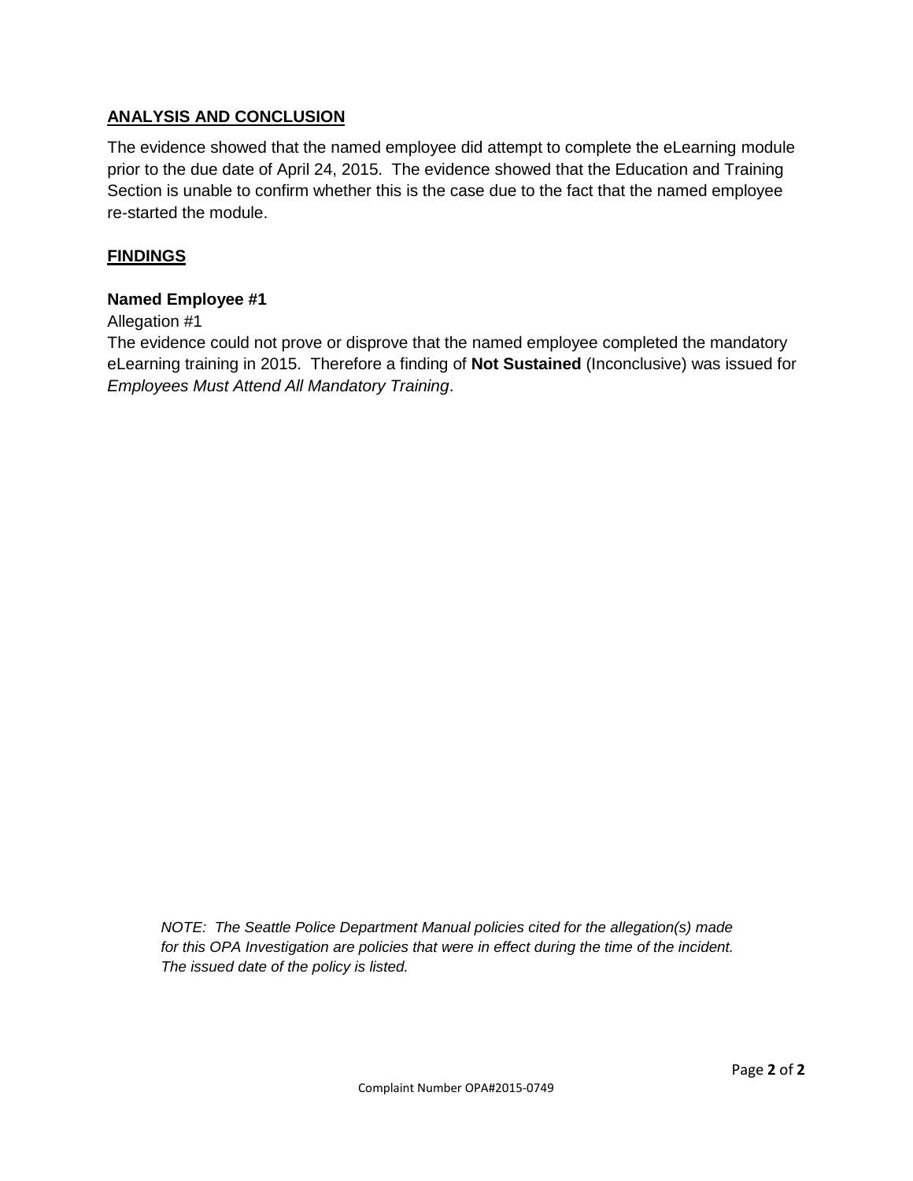## ANALYSIS AND CONCLUSION

The evidence showed that the named employee did attempt to complete the eLearning module prior to the due date of April 24, 2015. The evidence showed that the Education and Training Section is unable to confirm whether this is the case due to the fact that the named employee re-started the module.

## FINDINGS

**Named Employee #1**

Allegation #1

The evidence could not prove or disprove that the named employee completed the mandatory eLearning training in 2015. Therefore a finding of **Not Sustained** (Inconclusive) was issued for *Employees Must Attend All Mandatory Training*.

*NOTE: The Seattle Police Department Manual policies cited for the allegation(s) made for this OPA Investigation are policies that were in effect during the time of the incident. The issued date of the policy is listed.*

Complaint Number OPA#2015-0749